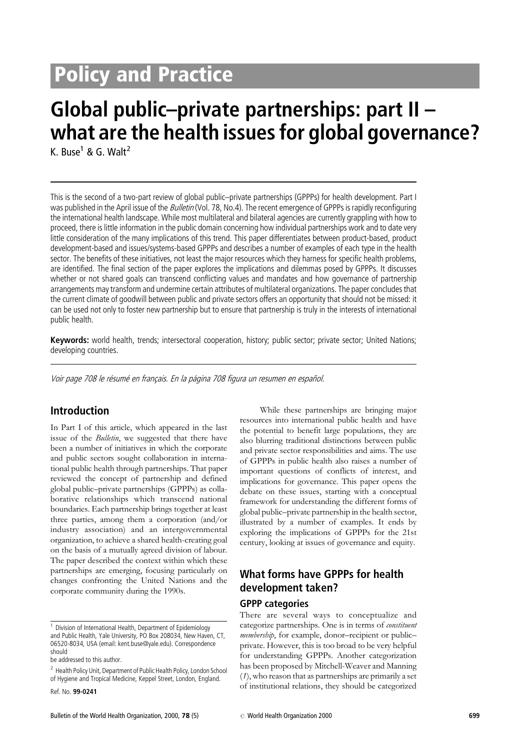# Policy and Practice

# Global public–private partnerships: part II – what are the health issues for global governance?

K. Buse[1] & G. Walt[2]

This is the second of a two-part review of global public–private partnerships (GPPPs) for health development. Part I was published in the April issue of the *Bulletin* (Vol. 78, No.4). The recent emergence of GPPPs is rapidly reconfiguring the international health landscape. While most multilateral and bilateral agencies are currently grappling with how to proceed, there is little information in the public domain concerning how individual partnerships work and to date very little consideration of the many implications of this trend. This paper differentiates between product-based, product development-based and issues/systems-based GPPPs and describes a number of examples of each type in the health sector. The benefits of these initiatives, not least the major resources which they harness for specific health problems, are identified. The final section of the paper explores the implications and dilemmas posed by GPPPs. It discusses whether or not shared goals can transcend conflicting values and mandates and how governance of partnership arrangements may transform and undermine certain attributes of multilateral organizations. The paper concludes that the current climate of goodwill between public and private sectors offers an opportunity that should not be missed: it can be used not only to foster new partnership but to ensure that partnership is truly in the interests of international public health.

**Keywords:** world health, trends; intersectoral cooperation, history; public sector; private sector; United Nations; developing countries.

*Voir page 708 le résumé en français. En la página 708 figura un resumen en español.*

## Introduction

In Part I of this article, which appeared in the last issue of the *Bulletin*, we suggested that there have been a number of initiatives in which the corporate and public sectors sought collaboration in international public health through partnerships. That paper reviewed the concept of partnership and defined global public–private partnerships (GPPPs) as collaborative relationships which transcend national boundaries. Each partnership brings together at least three parties, among them a corporation (and/or industry association) and an intergovernmental organization, to achieve a shared health-creating goal on the basis of a mutually agreed division of labour. The paper described the context within which these partnerships are emerging, focusing particularly on changes confronting the United Nations and the corporate community during the 1990s.

While these partnerships are bringing major resources into international public health and have the potential to benefit large populations, they are also blurring traditional distinctions between public and private sector responsibilities and aims. The use of GPPPs in public health also raises a number of important questions of conflicts of interest, and implications for governance. This paper opens the debate on these issues, starting with a conceptual framework for understanding the different forms of global public–private partnership in the health sector, illustrated by a number of examples. It ends by exploring the implications of GPPPs for the 21st century, looking at issues of governance and equity.

## What forms have GPPPs for health development taken?

### GPPP categories

There are several ways to conceptualize and categorize partnerships. One is in terms of *constituent membership*, for example, donor–recipient or public–private. However, this is too broad to be very helpful for understanding GPPPs. Another categorization has been proposed by Mitchell-Weaver and Manning (*1*), who reason that as partnerships are primarily a set of institutional relations, they should be categorized

---

[1] Division of International Health, Department of Epidemiology and Public Health, Yale University, PO Box 208034, New Haven, CT, 06520-8034, USA (email: kent.buse@yale.edu). Correspondence should be addressed to this author.

[2] Health Policy Unit, Department of Public Health Policy, London School of Hygiene and Tropical Medicine, Keppel Street, London, England.

Ref. No. **99-0241**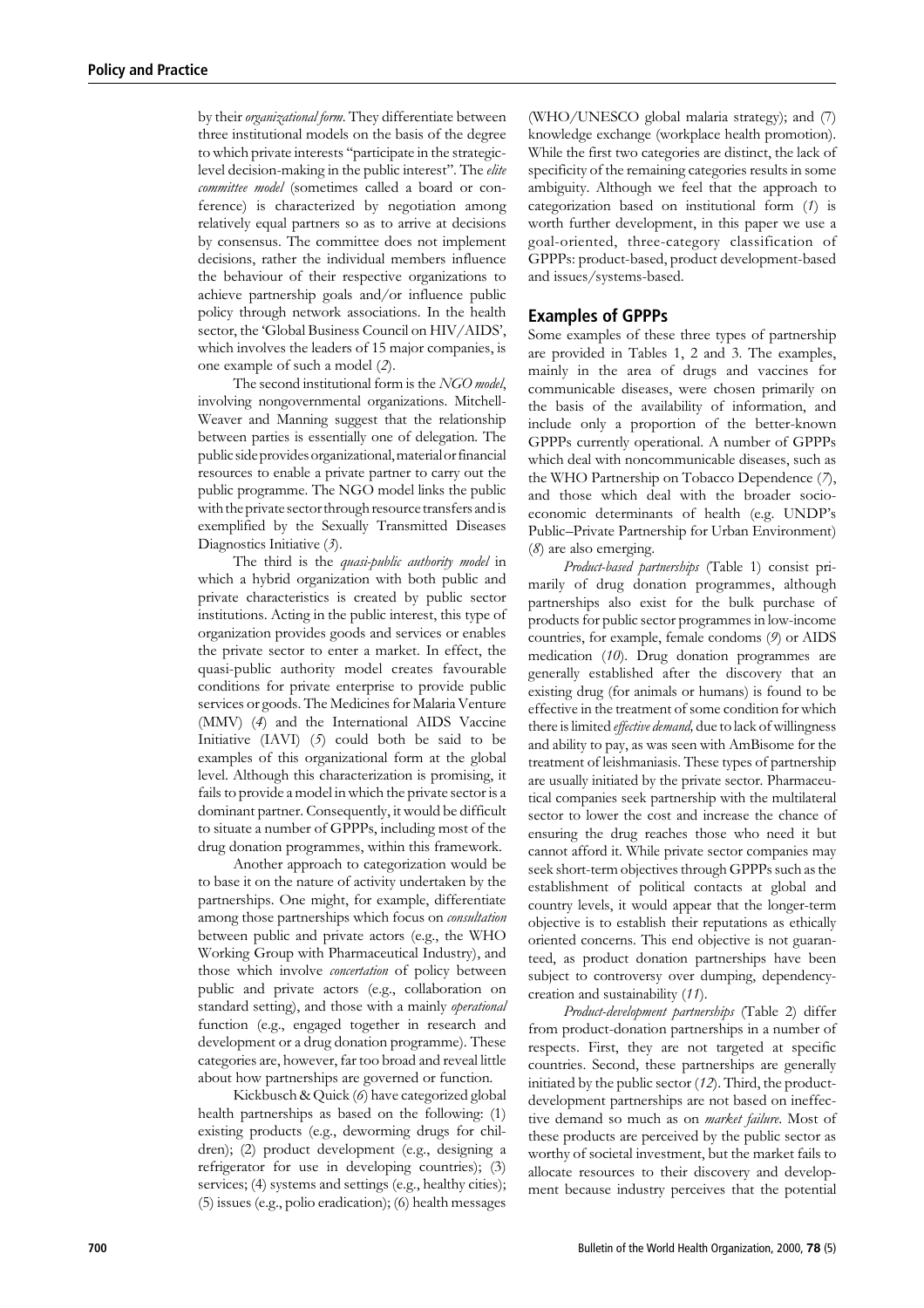by their *organizational form*. They differentiate between three institutional models on the basis of the degree to which private interests "participate in the strategic-level decision-making in the public interest". The *elite committee model* (sometimes called a board or conference) is characterized by negotiation among relatively equal partners so as to arrive at decisions by consensus. The committee does not implement decisions, rather the individual members influence the behaviour of their respective organizations to achieve partnership goals and/or influence public policy through network associations. In the health sector, the 'Global Business Council on HIV/AIDS', which involves the leaders of 15 major companies, is one example of such a model (*2*).

The second institutional form is the *NGO model*, involving nongovernmental organizations. Mitchell-Weaver and Manning suggest that the relationship between parties is essentially one of delegation. The public side provides organizational, material or financial resources to enable a private partner to carry out the public programme. The NGO model links the public with the private sector through resource transfers and is exemplified by the Sexually Transmitted Diseases Diagnostics Initiative (*3*).

The third is the *quasi-public authority model* in which a hybrid organization with both public and private characteristics is created by public sector institutions. Acting in the public interest, this type of organization provides goods and services or enables the private sector to enter a market. In effect, the quasi-public authority model creates favourable conditions for private enterprise to provide public services or goods. The Medicines for Malaria Venture (MMV) (*4*) and the International AIDS Vaccine Initiative (IAVI) (*5*) could both be said to be examples of this organizational form at the global level. Although this characterization is promising, it fails to provide a model in which the private sector is a dominant partner. Consequently, it would be difficult to situate a number of GPPPs, including most of the drug donation programmes, within this framework.

Another approach to categorization would be to base it on the nature of activity undertaken by the partnerships. One might, for example, differentiate among those partnerships which focus on *consultation* between public and private actors (e.g., the WHO Working Group with Pharmaceutical Industry), and those which involve *concertation* of policy between public and private actors (e.g., collaboration on standard setting), and those with a mainly *operational* function (e.g., engaged together in research and development or a drug donation programme). These categories are, however, far too broad and reveal little about how partnerships are governed or function.

Kickbusch & Quick (*6*) have categorized global health partnerships as based on the following: (1) existing products (e.g., deworming drugs for children); (2) product development (e.g., designing a refrigerator for use in developing countries); (3) services; (4) systems and settings (e.g., healthy cities); (5) issues (e.g., polio eradication); (6) health messages (WHO/UNESCO global malaria strategy); and (7) knowledge exchange (workplace health promotion). While the first two categories are distinct, the lack of specificity of the remaining categories results in some ambiguity. Although we feel that the approach to categorization based on institutional form (*1*) is worth further development, in this paper we use a goal-oriented, three-category classification of GPPPs: product-based, product development-based and issues/systems-based.

## Examples of GPPPs

Some examples of these three types of partnership are provided in Tables 1, 2 and 3. The examples, mainly in the area of drugs and vaccines for communicable diseases, were chosen primarily on the basis of the availability of information, and include only a proportion of the better-known GPPPs currently operational. A number of GPPPs which deal with noncommunicable diseases, such as the WHO Partnership on Tobacco Dependence (*7*), and those which deal with the broader socio-economic determinants of health (e.g. UNDP's Public–Private Partnership for Urban Environment) (*8*) are also emerging.

*Product-based partnerships* (Table 1) consist primarily of drug donation programmes, although partnerships also exist for the bulk purchase of products for public sector programmes in low-income countries, for example, female condoms (*9*) or AIDS medication (*10*). Drug donation programmes are generally established after the discovery that an existing drug (for animals or humans) is found to be effective in the treatment of some condition for which there is limited *effective demand*, due to lack of willingness and ability to pay, as was seen with AmBisome for the treatment of leishmaniasis. These types of partnership are usually initiated by the private sector. Pharmaceutical companies seek partnership with the multilateral sector to lower the cost and increase the chance of ensuring the drug reaches those who need it but cannot afford it. While private sector companies may seek short-term objectives through GPPPs such as the establishment of political contacts at global and country levels, it would appear that the longer-term objective is to establish their reputations as ethically oriented concerns. This end objective is not guaranteed, as product donation partnerships have been subject to controversy over dumping, dependency-creation and sustainability (*11*).

*Product-development partnerships* (Table 2) differ from product-donation partnerships in a number of respects. First, they are not targeted at specific countries. Second, these partnerships are generally initiated by the public sector (*12*). Third, the product-development partnerships are not based on ineffective demand so much as on *market failure*. Most of these products are perceived by the public sector as worthy of societal investment, but the market fails to allocate resources to their discovery and development because industry perceives that the potential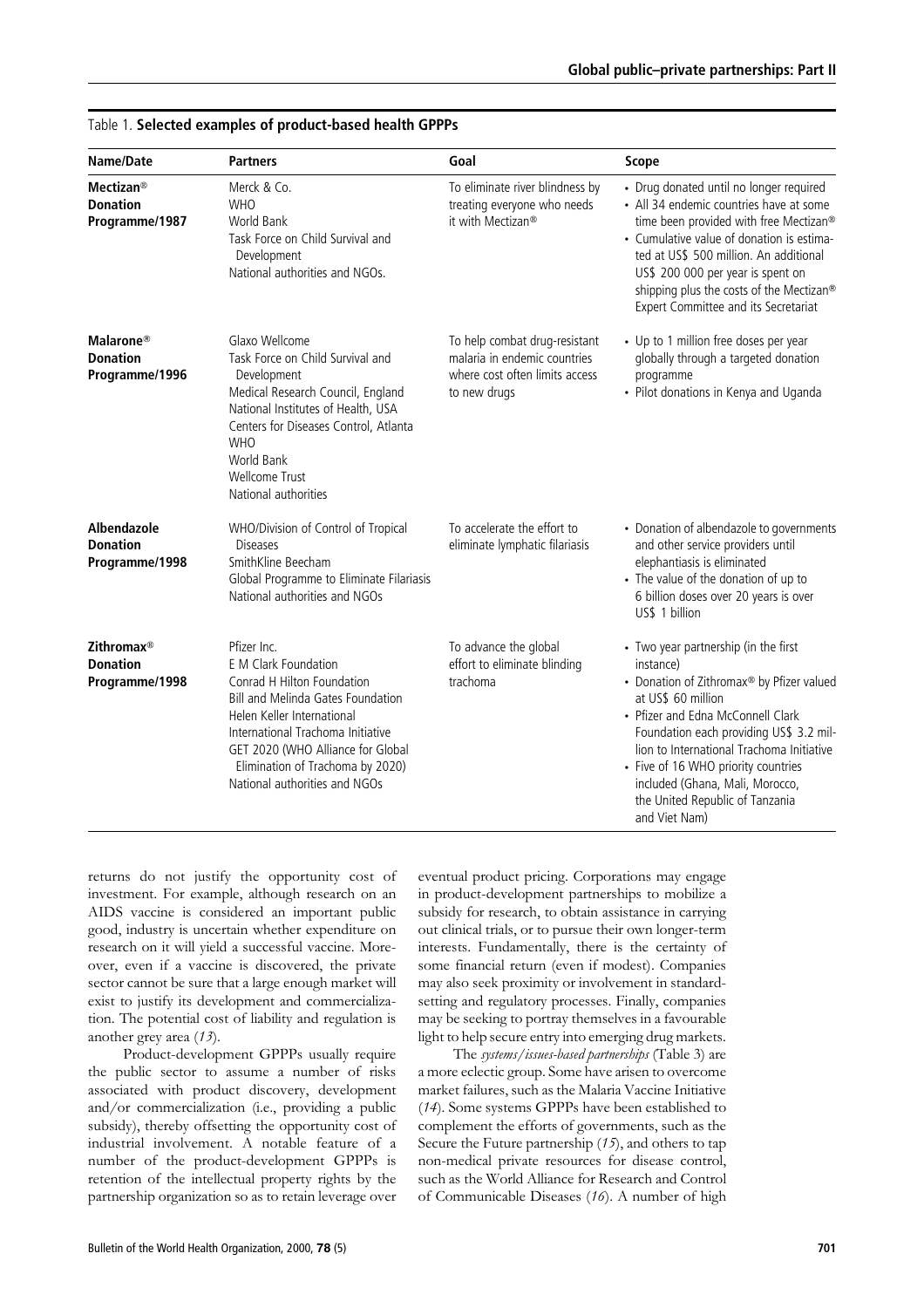Table 1. **Selected examples of product-based health GPPPs**

| Name/Date | Partners | Goal | Scope |
|---|---|---|---|
| **Mectizan® Donation Programme/1987** | Merck & Co.<br>WHO<br>World Bank<br>Task Force on Child Survival and Development<br>National authorities and NGOs. | To eliminate river blindness by treating everyone who needs it with Mectizan® | • Drug donated until no longer required<br>• All 34 endemic countries have at some time been provided with free Mectizan®<br>• Cumulative value of donation is estimated at US$ 500 million. An additional US$ 200 000 per year is spent on shipping plus the costs of the Mectizan® Expert Committee and its Secretariat |
| **Malarone® Donation Programme/1996** | Glaxo Wellcome<br>Task Force on Child Survival and Development<br>Medical Research Council, England<br>National Institutes of Health, USA<br>Centers for Diseases Control, Atlanta<br>WHO<br>World Bank<br>Wellcome Trust<br>National authorities | To help combat drug-resistant malaria in endemic countries where cost often limits access to new drugs | • Up to 1 million free doses per year globally through a targeted donation programme<br>• Pilot donations in Kenya and Uganda |
| **Albendazole Donation Programme/1998** | WHO/Division of Control of Tropical Diseases<br>SmithKline Beecham<br>Global Programme to Eliminate Filariasis<br>National authorities and NGOs | To accelerate the effort to eliminate lymphatic filariasis | • Donation of albendazole to governments and other service providers until elephantiasis is eliminated<br>• The value of the donation of up to 6 billion doses over 20 years is over US$ 1 billion |
| **Zithromax® Donation Programme/1998** | Pfizer Inc.<br>E M Clark Foundation<br>Conrad H Hilton Foundation<br>Bill and Melinda Gates Foundation<br>Helen Keller International<br>International Trachoma Initiative<br>GET 2020 (WHO Alliance for Global Elimination of Trachoma by 2020)<br>National authorities and NGOs | To advance the global effort to eliminate blinding trachoma | • Two year partnership (in the first instance)<br>• Donation of Zithromax® by Pfizer valued at US$ 60 million<br>• Pfizer and Edna McConnell Clark Foundation each providing US$ 3.2 million to International Trachoma Initiative<br>• Five of 16 WHO priority countries included (Ghana, Mali, Morocco, the United Republic of Tanzania and Viet Nam) |

returns do not justify the opportunity cost of investment. For example, although research on an AIDS vaccine is considered an important public good, industry is uncertain whether expenditure on research on it will yield a successful vaccine. Moreover, even if a vaccine is discovered, the private sector cannot be sure that a large enough market will exist to justify its development and commercialization. The potential cost of liability and regulation is another grey area (*13*).

Product-development GPPPs usually require the public sector to assume a number of risks associated with product discovery, development and/or commercialization (i.e., providing a public subsidy), thereby offsetting the opportunity cost of industrial involvement. A notable feature of a number of the product-development GPPPs is retention of the intellectual property rights by the partnership organization so as to retain leverage over eventual product pricing. Corporations may engage in product-development partnerships to mobilize a subsidy for research, to obtain assistance in carrying out clinical trials, or to pursue their own longer-term interests. Fundamentally, there is the certainty of some financial return (even if modest). Companies may also seek proximity or involvement in standard-setting and regulatory processes. Finally, companies may be seeking to portray themselves in a favourable light to help secure entry into emerging drug markets.

The *systems/issues-based partnerships* (Table 3) are a more eclectic group. Some have arisen to overcome market failures, such as the Malaria Vaccine Initiative (*14*). Some systems GPPPs have been established to complement the efforts of governments, such as the Secure the Future partnership (*15*), and others to tap non-medical private resources for disease control, such as the World Alliance for Research and Control of Communicable Diseases (*16*). A number of high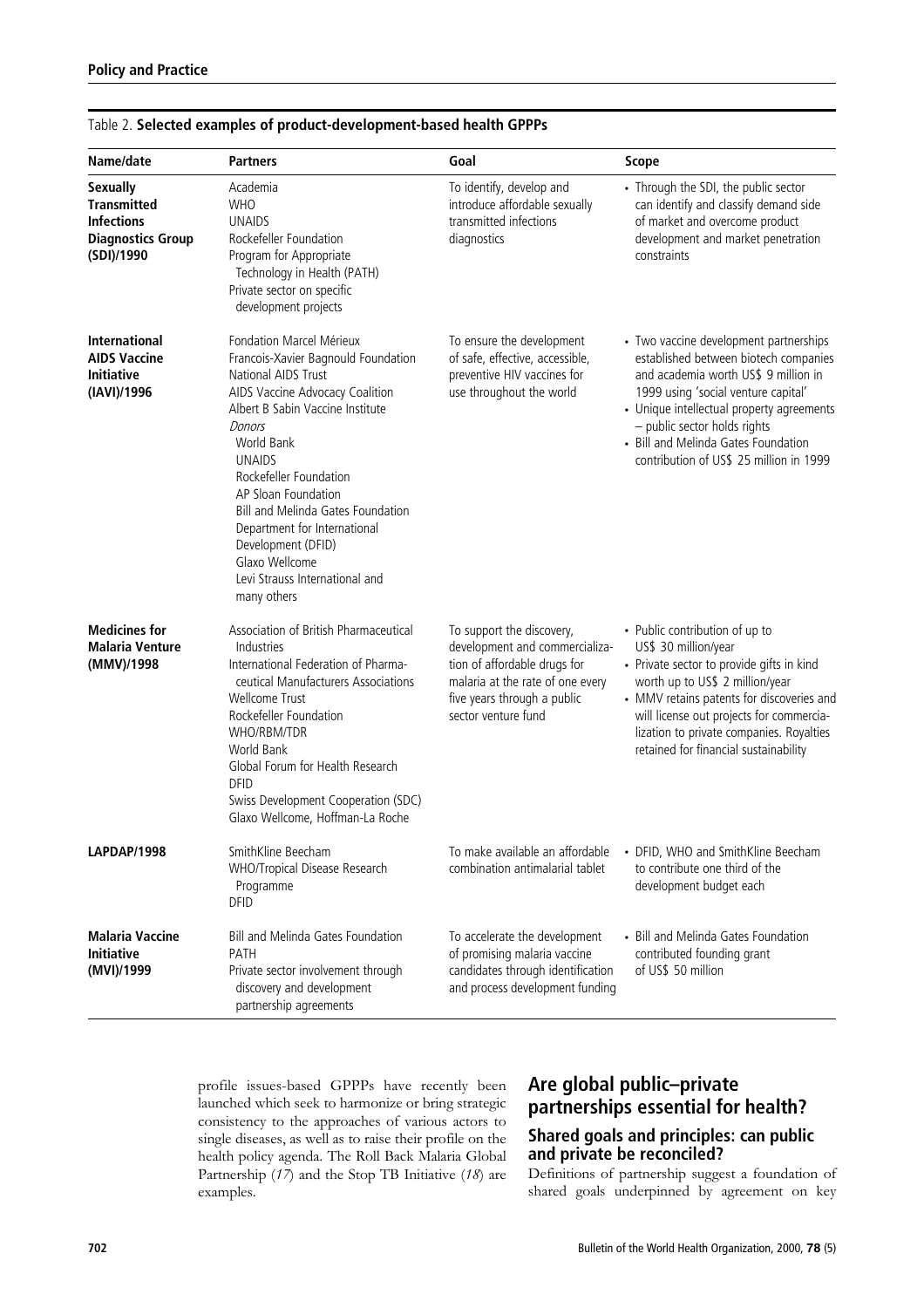Table 2. **Selected examples of product-development-based health GPPPs**

| Name/date | Partners | Goal | Scope |
|---|---|---|---|
| **Sexually Transmitted Infections Diagnostics Group (SDI)/1990** | Academia<br>WHO<br>UNAIDS<br>Rockefeller Foundation<br>Program for Appropriate Technology in Health (PATH)<br>Private sector on specific development projects | To identify, develop and introduce affordable sexually transmitted infections diagnostics | • Through the SDI, the public sector can identify and classify demand side of market and overcome product development and market penetration constraints |
| **International AIDS Vaccine Initiative (IAVI)/1996** | Fondation Marcel Mérieux<br>Francois-Xavier Bagnould Foundation<br>National AIDS Trust<br>AIDS Vaccine Advocacy Coalition<br>Albert B Sabin Vaccine Institute<br>*Donors*<br>World Bank<br>UNAIDS<br>Rockefeller Foundation<br>AP Sloan Foundation<br>Bill and Melinda Gates Foundation<br>Department for International Development (DFID)<br>Glaxo Wellcome<br>Levi Strauss International and many others | To ensure the development of safe, effective, accessible, preventive HIV vaccines for use throughout the world | • Two vaccine development partnerships established between biotech companies and academia worth US$ 9 million in 1999 using 'social venture capital'<br>• Unique intellectual property agreements – public sector holds rights<br>• Bill and Melinda Gates Foundation contribution of US$ 25 million in 1999 |
| **Medicines for Malaria Venture (MMV)/1998** | Association of British Pharmaceutical Industries<br>International Federation of Pharmaceutical Manufacturers Associations<br>Wellcome Trust<br>Rockefeller Foundation<br>WHO/RBM/TDR<br>World Bank<br>Global Forum for Health Research<br>DFID<br>Swiss Development Cooperation (SDC)<br>Glaxo Wellcome, Hoffman-La Roche | To support the discovery, development and commercialization of affordable drugs for malaria at the rate of one every five years through a public sector venture fund | • Public contribution of up to US$ 30 million/year<br>• Private sector to provide gifts in kind worth up to US$ 2 million/year<br>• MMV retains patents for discoveries and will license out projects for commercialization to private companies. Royalties retained for financial sustainability |
| **LAPDAP/1998** | SmithKline Beecham<br>WHO/Tropical Disease Research Programme<br>DFID | To make available an affordable combination antimalarial tablet | • DFID, WHO and SmithKline Beecham to contribute one third of the development budget each |
| **Malaria Vaccine Initiative (MVI)/1999** | Bill and Melinda Gates Foundation<br>PATH<br>Private sector involvement through discovery and development partnership agreements | To accelerate the development of promising malaria vaccine candidates through identification and process development funding | • Bill and Melinda Gates Foundation contributed founding grant of US$ 50 million |

profile issues-based GPPPs have recently been launched which seek to harmonize or bring strategic consistency to the approaches of various actors to single diseases, as well as to raise their profile on the health policy agenda. The Roll Back Malaria Global Partnership (*17*) and the Stop TB Initiative (*18*) are examples.

## Are global public–private partnerships essential for health?

### Shared goals and principles: can public and private be reconciled?

Definitions of partnership suggest a foundation of shared goals underpinned by agreement on key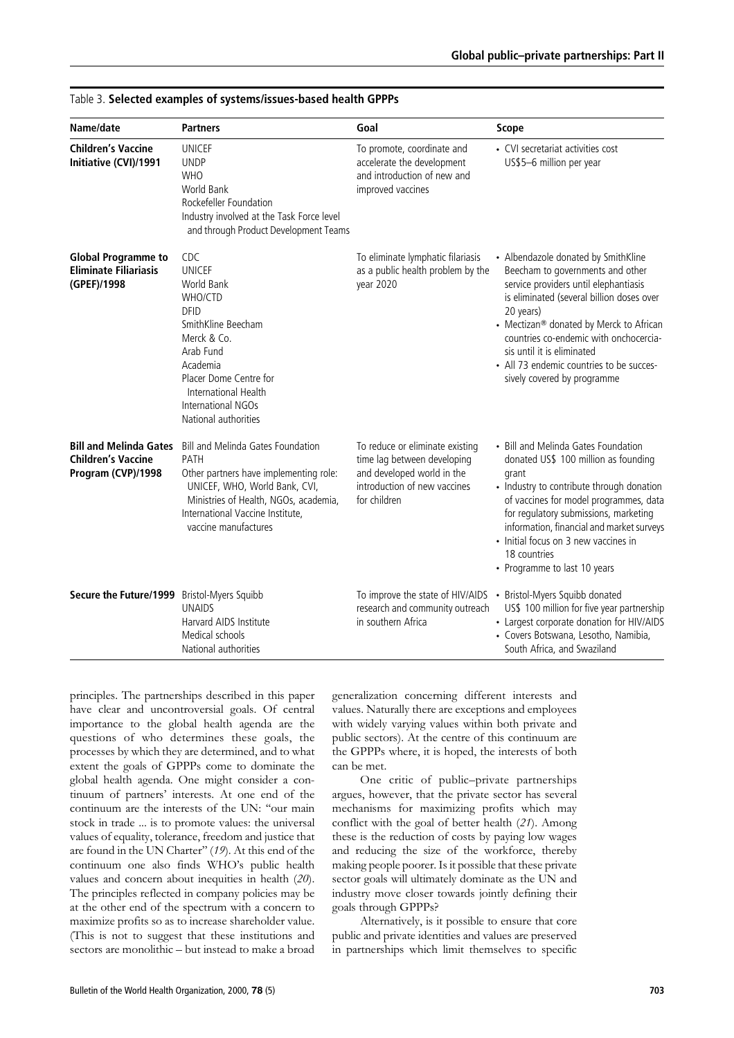Table 3. **Selected examples of systems/issues-based health GPPPs**

| Name/date | Partners | Goal | Scope |
|---|---|---|---|
| **Children's Vaccine Initiative (CVI)/1991** | UNICEF<br>UNDP<br>WHO<br>World Bank<br>Rockefeller Foundation<br>Industry involved at the Task Force level and through Product Development Teams | To promote, coordinate and accelerate the development and introduction of new and improved vaccines | • CVI secretariat activities cost US$5–6 million per year |
| **Global Programme to Eliminate Filiariasis (GPEF)/1998** | CDC<br>UNICEF<br>World Bank<br>WHO/CTD<br>DFID<br>SmithKline Beecham<br>Merck & Co.<br>Arab Fund<br>Academia<br>Placer Dome Centre for International Health<br>International NGOs<br>National authorities | To eliminate lymphatic filariasis as a public health problem by the year 2020 | • Albendazole donated by SmithKline Beecham to governments and other service providers until elephantiasis is eliminated (several billion doses over 20 years)<br>• Mectizan® donated by Merck to African countries co-endemic with onchocerciasis until it is eliminated<br>• All 73 endemic countries to be successively covered by programme |
| **Bill and Melinda Gates Children's Vaccine Program (CVP)/1998** | Bill and Melinda Gates Foundation<br>PATH<br>Other partners have implementing role: UNICEF, WHO, World Bank, CVI, Ministries of Health, NGOs, academia, International Vaccine Institute, vaccine manufactures | To reduce or eliminate existing time lag between developing and developed world in the introduction of new vaccines for children | • Bill and Melinda Gates Foundation donated US$ 100 million as founding grant<br>• Industry to contribute through donation of vaccines for model programmes, data for regulatory submissions, marketing information, financial and market surveys<br>• Initial focus on 3 new vaccines in 18 countries<br>• Programme to last 10 years |
| **Secure the Future/1999** | Bristol-Myers Squibb<br>UNAIDS<br>Harvard AIDS Institute<br>Medical schools<br>National authorities | To improve the state of HIV/AIDS research and community outreach in southern Africa | • Bristol-Myers Squibb donated US$ 100 million for five year partnership<br>• Largest corporate donation for HIV/AIDS<br>• Covers Botswana, Lesotho, Namibia, South Africa, and Swaziland |

principles. The partnerships described in this paper have clear and uncontroversial goals. Of central importance to the global health agenda are the questions of who determines these goals, the processes by which they are determined, and to what extent the goals of GPPPs come to dominate the global health agenda. One might consider a continuum of partners' interests. At one end of the continuum are the interests of the UN: "our main stock in trade ... is to promote values: the universal values of equality, tolerance, freedom and justice that are found in the UN Charter" (*19*). At this end of the continuum one also finds WHO's public health values and concern about inequities in health (*20*). The principles reflected in company policies may be at the other end of the spectrum with a concern to maximize profits so as to increase shareholder value. (This is not to suggest that these institutions and sectors are monolithic – but instead to make a broad generalization concerning different interests and values. Naturally there are exceptions and employees with widely varying values within both private and public sectors). At the centre of this continuum are the GPPPs where, it is hoped, the interests of both can be met.

One critic of public–private partnerships argues, however, that the private sector has several mechanisms for maximizing profits which may conflict with the goal of better health (*21*). Among these is the reduction of costs by paying low wages and reducing the size of the workforce, thereby making people poorer. Is it possible that these private sector goals will ultimately dominate as the UN and industry move closer towards jointly defining their goals through GPPPs?

Alternatively, is it possible to ensure that core public and private identities and values are preserved in partnerships which limit themselves to specific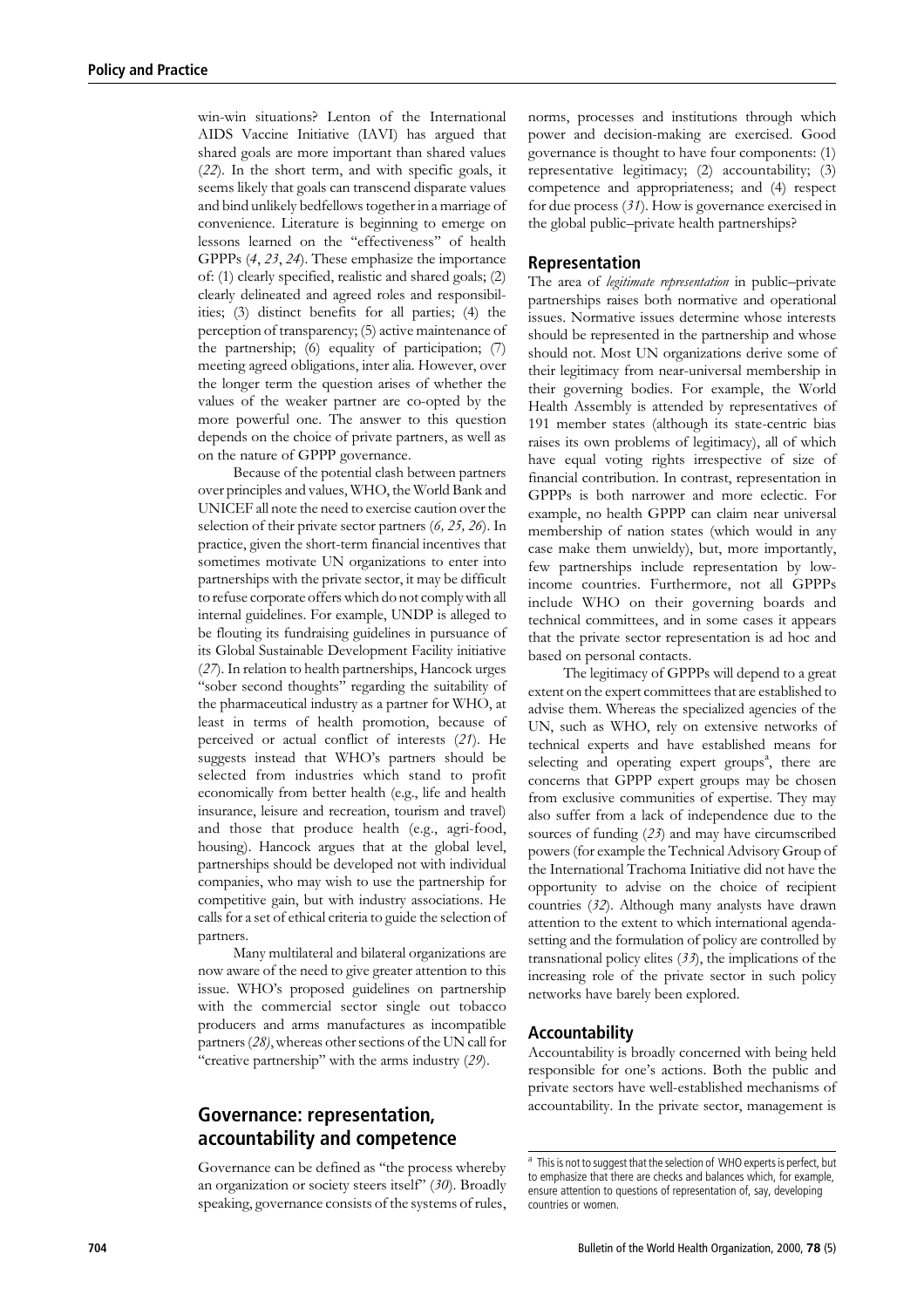win-win situations? Lenton of the International AIDS Vaccine Initiative (IAVI) has argued that shared goals are more important than shared values (*22*). In the short term, and with specific goals, it seems likely that goals can transcend disparate values and bind unlikely bedfellows together in a marriage of convenience. Literature is beginning to emerge on lessons learned on the "effectiveness" of health GPPPs (*4*, *23*, *24*). These emphasize the importance of: (1) clearly specified, realistic and shared goals; (2) clearly delineated and agreed roles and responsibilities; (3) distinct benefits for all parties; (4) the perception of transparency; (5) active maintenance of the partnership; (6) equality of participation; (7) meeting agreed obligations, inter alia. However, over the longer term the question arises of whether the values of the weaker partner are co-opted by the more powerful one. The answer to this question depends on the choice of private partners, as well as on the nature of GPPP governance.

Because of the potential clash between partners over principles and values, WHO, the World Bank and UNICEF all note the need to exercise caution over the selection of their private sector partners (*6, 25, 26*). In practice, given the short-term financial incentives that sometimes motivate UN organizations to enter into partnerships with the private sector, it may be difficult to refuse corporate offers which do not comply with all internal guidelines. For example, UNDP is alleged to be flouting its fundraising guidelines in pursuance of its Global Sustainable Development Facility initiative (*27*). In relation to health partnerships, Hancock urges "sober second thoughts" regarding the suitability of the pharmaceutical industry as a partner for WHO, at least in terms of health promotion, because of perceived or actual conflict of interests (*21*). He suggests instead that WHO's partners should be selected from industries which stand to profit economically from better health (e.g., life and health insurance, leisure and recreation, tourism and travel) and those that produce health (e.g., agri-food, housing). Hancock argues that at the global level, partnerships should be developed not with individual companies, who may wish to use the partnership for competitive gain, but with industry associations. He calls for a set of ethical criteria to guide the selection of partners.

Many multilateral and bilateral organizations are now aware of the need to give greater attention to this issue. WHO's proposed guidelines on partnership with the commercial sector single out tobacco producers and arms manufactures as incompatible partners (*28*), whereas other sections of the UN call for "creative partnership" with the arms industry (*29*).

## Governance: representation, accountability and competence

Governance can be defined as "the process whereby an organization or society steers itself" (*30*). Broadly speaking, governance consists of the systems of rules, norms, processes and institutions through which power and decision-making are exercised. Good governance is thought to have four components: (1) representative legitimacy; (2) accountability; (3) competence and appropriateness; and (4) respect for due process (*31*). How is governance exercised in the global public–private health partnerships?

### Representation

The area of *legitimate representation* in public–private partnerships raises both normative and operational issues. Normative issues determine whose interests should be represented in the partnership and whose should not. Most UN organizations derive some of their legitimacy from near-universal membership in their governing bodies. For example, the World Health Assembly is attended by representatives of 191 member states (although its state-centric bias raises its own problems of legitimacy), all of which have equal voting rights irrespective of size of financial contribution. In contrast, representation in GPPPs is both narrower and more eclectic. For example, no health GPPP can claim near universal membership of nation states (which would in any case make them unwieldy), but, more importantly, few partnerships include representation by low-income countries. Furthermore, not all GPPPs include WHO on their governing boards and technical committees, and in some cases it appears that the private sector representation is ad hoc and based on personal contacts.

The legitimacy of GPPPs will depend to a great extent on the expert committees that are established to advise them. Whereas the specialized agencies of the UN, such as WHO, rely on extensive networks of technical experts and have established means for selecting and operating expert groups[a], there are concerns that GPPP expert groups may be chosen from exclusive communities of expertise. They may also suffer from a lack of independence due to the sources of funding (*23*) and may have circumscribed powers (for example the Technical Advisory Group of the International Trachoma Initiative did not have the opportunity to advise on the choice of recipient countries (*32*). Although many analysts have drawn attention to the extent to which international agenda-setting and the formulation of policy are controlled by transnational policy elites (*33*), the implications of the increasing role of the private sector in such policy networks have barely been explored.

### Accountability

Accountability is broadly concerned with being held responsible for one's actions. Both the public and private sectors have well-established mechanisms of accountability. In the private sector, management is

[a] This is not to suggest that the selection of WHO experts is perfect, but to emphasize that there are checks and balances which, for example, ensure attention to questions of representation of, say, developing countries or women.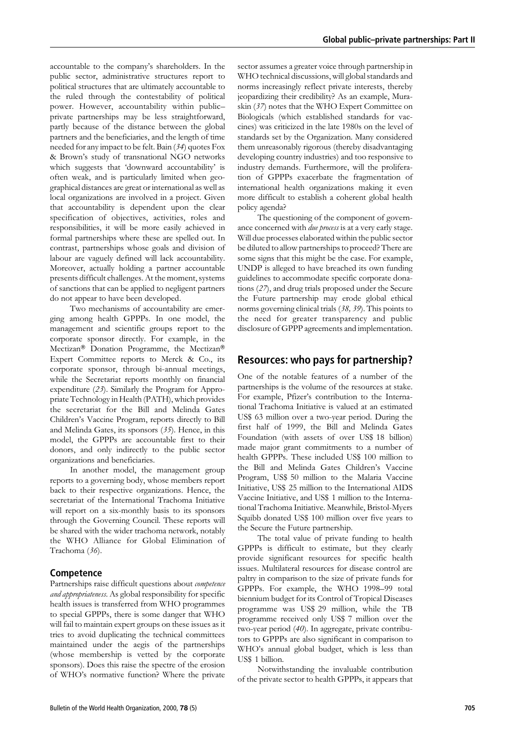accountable to the company's shareholders. In the public sector, administrative structures report to political structures that are ultimately accountable to the ruled through the contestability of political power. However, accountability within public–private partnerships may be less straightforward, partly because of the distance between the global partners and the beneficiaries, and the length of time needed for any impact to be felt. Bain (*34*) quotes Fox & Brown's study of transnational NGO networks which suggests that 'downward accountability' is often weak, and is particularly limited when geographical distances are great or international as well as local organizations are involved in a project. Given that accountability is dependent upon the clear specification of objectives, activities, roles and responsibilities, it will be more easily achieved in formal partnerships where these are spelled out. In contrast, partnerships whose goals and division of labour are vaguely defined will lack accountability. Moreover, actually holding a partner accountable presents difficult challenges. At the moment, systems of sanctions that can be applied to negligent partners do not appear to have been developed.

Two mechanisms of accountability are emerging among health GPPPs. In one model, the management and scientific groups report to the corporate sponsor directly. For example, in the Mectizan® Donation Programme, the Mectizan® Expert Committee reports to Merck & Co., its corporate sponsor, through bi-annual meetings, while the Secretariat reports monthly on financial expenditure (*23*). Similarly the Program for Appropriate Technology in Health (PATH), which provides the secretariat for the Bill and Melinda Gates Children's Vaccine Program, reports directly to Bill and Melinda Gates, its sponsors (*35*). Hence, in this model, the GPPPs are accountable first to their donors, and only indirectly to the public sector organizations and beneficiaries.

In another model, the management group reports to a governing body, whose members report back to their respective organizations. Hence, the secretariat of the International Trachoma Initiative will report on a six-monthly basis to its sponsors through the Governing Council. These reports will be shared with the wider trachoma network, notably the WHO Alliance for Global Elimination of Trachoma (*36*).

### Competence

Partnerships raise difficult questions about *competence and appropriateness*. As global responsibility for specific health issues is transferred from WHO programmes to special GPPPs, there is some danger that WHO will fail to maintain expert groups on these issues as it tries to avoid duplicating the technical committees maintained under the aegis of the partnerships (whose membership is vetted by the corporate sponsors). Does this raise the spectre of the erosion of WHO's normative function? Where the private sector assumes a greater voice through partnership in WHO technical discussions, will global standards and norms increasingly reflect private interests, thereby jeopardizing their credibility? As an example, Muraskin (*37*) notes that the WHO Expert Committee on Biologicals (which established standards for vaccines) was criticized in the late 1980s on the level of standards set by the Organization. Many considered them unreasonably rigorous (thereby disadvantaging developing country industries) and too responsive to industry demands. Furthermore, will the proliferation of GPPPs exacerbate the fragmentation of international health organizations making it even more difficult to establish a coherent global health policy agenda?

The questioning of the component of governance concerned with *due process* is at a very early stage. Will due processes elaborated within the public sector be diluted to allow partnerships to proceed? There are some signs that this might be the case. For example, UNDP is alleged to have breached its own funding guidelines to accommodate specific corporate donations (*27*), and drug trials proposed under the Secure the Future partnership may erode global ethical norms governing clinical trials (*38, 39*). This points to the need for greater transparency and public disclosure of GPPP agreements and implementation.

## Resources: who pays for partnership?

One of the notable features of a number of the partnerships is the volume of the resources at stake. For example, Pfizer's contribution to the International Trachoma Initiative is valued at an estimated US$ 63 million over a two-year period. During the first half of 1999, the Bill and Melinda Gates Foundation (with assets of over US$ 18 billion) made major grant commitments to a number of health GPPPs. These included US$ 100 million to the Bill and Melinda Gates Children's Vaccine Program, US$ 50 million to the Malaria Vaccine Initiative, US$ 25 million to the International AIDS Vaccine Initiative, and US$ 1 million to the International Trachoma Initiative. Meanwhile, Bristol-Myers Squibb donated US$ 100 million over five years to the Secure the Future partnership.

The total value of private funding to health GPPPs is difficult to estimate, but they clearly provide significant resources for specific health issues. Multilateral resources for disease control are paltry in comparison to the size of private funds for GPPPs. For example, the WHO 1998–99 total biennium budget for its Control of Tropical Diseases programme was US$ 29 million, while the TB programme received only US$ 7 million over the two-year period (*40*). In aggregate, private contributors to GPPPs are also significant in comparison to WHO's annual global budget, which is less than US$ 1 billion.

Notwithstanding the invaluable contribution of the private sector to health GPPPs, it appears that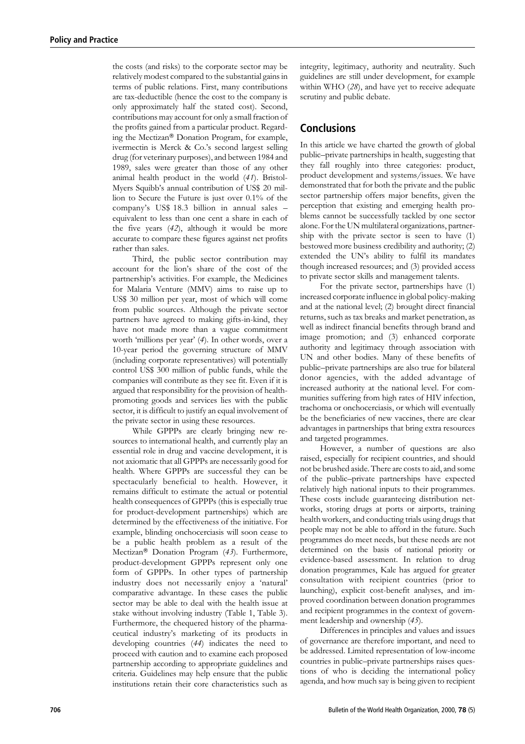the costs (and risks) to the corporate sector may be relatively modest compared to the substantial gains in terms of public relations. First, many contributions are tax-deductible (hence the cost to the company is only approximately half the stated cost). Second, contributions may account for only a small fraction of the profits gained from a particular product. Regarding the Mectizan® Donation Program, for example, ivermectin is Merck & Co.'s second largest selling drug (for veterinary purposes), and between 1984 and 1989, sales were greater than those of any other animal health product in the world (*41*). Bristol-Myers Squibb's annual contribution of US$ 20 million to Secure the Future is just over 0.1% of the company's US$ 18.3 billion in annual sales – equivalent to less than one cent a share in each of the five years (*42*), although it would be more accurate to compare these figures against net profits rather than sales.

Third, the public sector contribution may account for the lion's share of the cost of the partnership's activities. For example, the Medicines for Malaria Venture (MMV) aims to raise up to US$ 30 million per year, most of which will come from public sources. Although the private sector partners have agreed to making gifts-in-kind, they have not made more than a vague commitment worth 'millions per year' (*4*). In other words, over a 10-year period the governing structure of MMV (including corporate representatives) will potentially control US$ 300 million of public funds, while the companies will contribute as they see fit. Even if it is argued that responsibility for the provision of health-promoting goods and services lies with the public sector, it is difficult to justify an equal involvement of the private sector in using these resources.

While GPPPs are clearly bringing new resources to international health, and currently play an essential role in drug and vaccine development, it is not axiomatic that all GPPPs are necessarily good for health. Where GPPPs are successful they can be spectacularly beneficial to health. However, it remains difficult to estimate the actual or potential health consequences of GPPPs (this is especially true for product-development partnerships) which are determined by the effectiveness of the initiative. For example, blinding onchocerciasis will soon cease to be a public health problem as a result of the Mectizan® Donation Program (*43*). Furthermore, product-development GPPPs represent only one form of GPPPs. In other types of partnership industry does not necessarily enjoy a 'natural' comparative advantage. In these cases the public sector may be able to deal with the health issue at stake without involving industry (Table 1, Table 3). Furthermore, the chequered history of the pharmaceutical industry's marketing of its products in developing countries (*44*) indicates the need to proceed with caution and to examine each proposed partnership according to appropriate guidelines and criteria. Guidelines may help ensure that the public institutions retain their core characteristics such as integrity, legitimacy, authority and neutrality. Such guidelines are still under development, for example within WHO (*28*), and have yet to receive adequate scrutiny and public debate.

## Conclusions

In this article we have charted the growth of global public–private partnerships in health, suggesting that they fall roughly into three categories: product, product development and systems/issues. We have demonstrated that for both the private and the public sector partnership offers major benefits, given the perception that existing and emerging health problems cannot be successfully tackled by one sector alone. For the UN multilateral organizations, partnership with the private sector is seen to have (1) bestowed more business credibility and authority; (2) extended the UN's ability to fulfil its mandates though increased resources; and (3) provided access to private sector skills and management talents.

For the private sector, partnerships have (1) increased corporate influence in global policy-making and at the national level; (2) brought direct financial returns, such as tax breaks and market penetration, as well as indirect financial benefits through brand and image promotion; and (3) enhanced corporate authority and legitimacy through association with UN and other bodies. Many of these benefits of public–private partnerships are also true for bilateral donor agencies, with the added advantage of increased authority at the national level. For communities suffering from high rates of HIV infection, trachoma or onchocerciasis, or which will eventually be the beneficiaries of new vaccines, there are clear advantages in partnerships that bring extra resources and targeted programmes.

However, a number of questions are also raised, especially for recipient countries, and should not be brushed aside. There are costs to aid, and some of the public–private partnerships have expected relatively high national inputs to their programmes. These costs include guaranteeing distribution networks, storing drugs at ports or airports, training health workers, and conducting trials using drugs that people may not be able to afford in the future. Such programmes do meet needs, but these needs are not determined on the basis of national priority or evidence-based assessment. In relation to drug donation programmes, Kale has argued for greater consultation with recipient countries (prior to launching), explicit cost-benefit analyses, and improved coordination between donation programmes and recipient programmes in the context of government leadership and ownership (*45*).

Differences in principles and values and issues of governance are therefore important, and need to be addressed. Limited representation of low-income countries in public–private partnerships raises questions of who is deciding the international policy agenda, and how much say is being given to recipient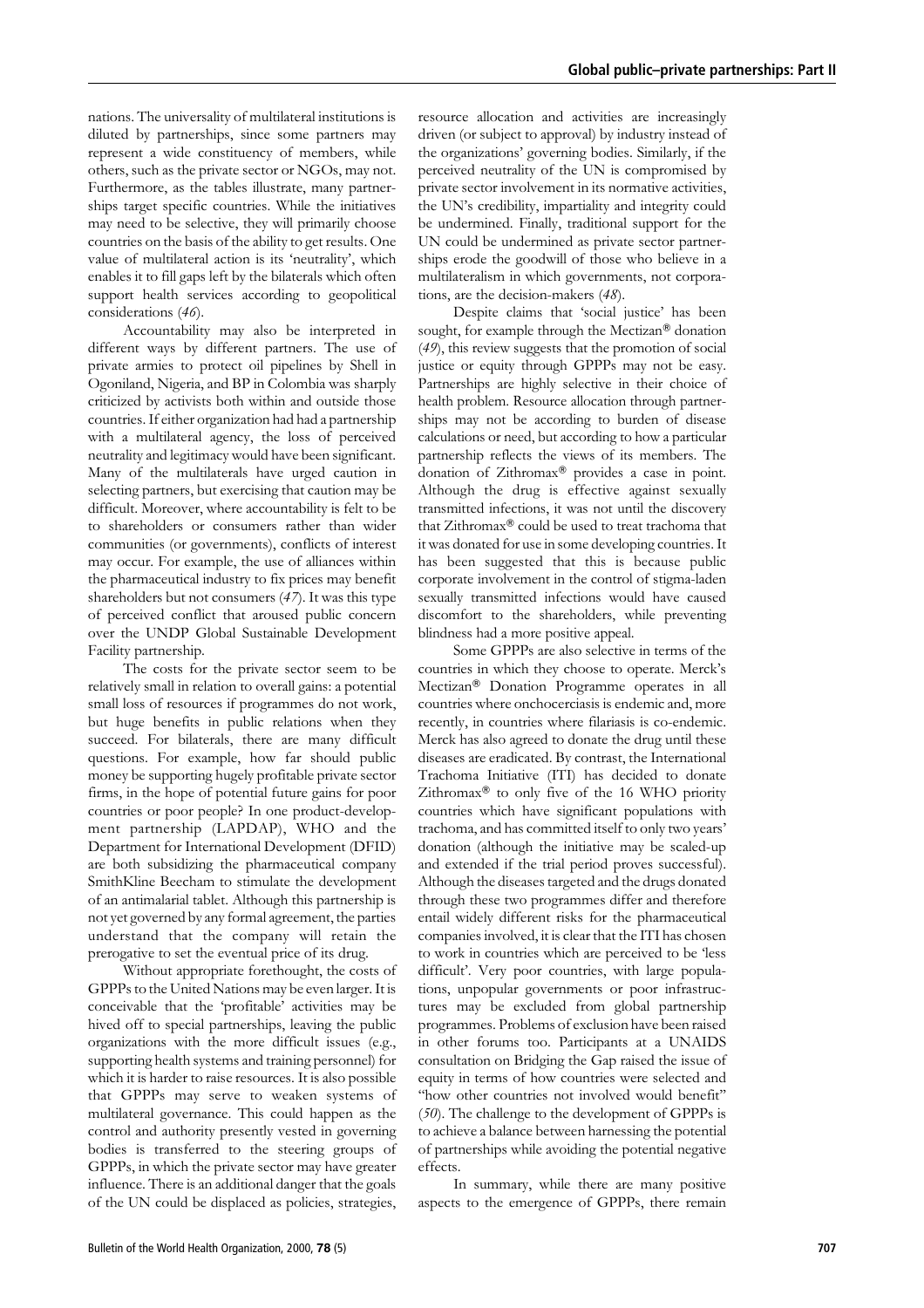nations. The universality of multilateral institutions is diluted by partnerships, since some partners may represent a wide constituency of members, while others, such as the private sector or NGOs, may not. Furthermore, as the tables illustrate, many partnerships target specific countries. While the initiatives may need to be selective, they will primarily choose countries on the basis of the ability to get results. One value of multilateral action is its 'neutrality', which enables it to fill gaps left by the bilaterals which often support health services according to geopolitical considerations (*46*).

Accountability may also be interpreted in different ways by different partners. The use of private armies to protect oil pipelines by Shell in Ogoniland, Nigeria, and BP in Colombia was sharply criticized by activists both within and outside those countries. If either organization had had a partnership with a multilateral agency, the loss of perceived neutrality and legitimacy would have been significant. Many of the multilaterals have urged caution in selecting partners, but exercising that caution may be difficult. Moreover, where accountability is felt to be to shareholders or consumers rather than wider communities (or governments), conflicts of interest may occur. For example, the use of alliances within the pharmaceutical industry to fix prices may benefit shareholders but not consumers (*47*). It was this type of perceived conflict that aroused public concern over the UNDP Global Sustainable Development Facility partnership.

The costs for the private sector seem to be relatively small in relation to overall gains: a potential small loss of resources if programmes do not work, but huge benefits in public relations when they succeed. For bilaterals, there are many difficult questions. For example, how far should public money be supporting hugely profitable private sector firms, in the hope of potential future gains for poor countries or poor people? In one product-development partnership (LAPDAP), WHO and the Department for International Development (DFID) are both subsidizing the pharmaceutical company SmithKline Beecham to stimulate the development of an antimalarial tablet. Although this partnership is not yet governed by any formal agreement, the parties understand that the company will retain the prerogative to set the eventual price of its drug.

Without appropriate forethought, the costs of GPPPs to the United Nations may be even larger. It is conceivable that the 'profitable' activities may be hived off to special partnerships, leaving the public organizations with the more difficult issues (e.g., supporting health systems and training personnel) for which it is harder to raise resources. It is also possible that GPPPs may serve to weaken systems of multilateral governance. This could happen as the control and authority presently vested in governing bodies is transferred to the steering groups of GPPPs, in which the private sector may have greater influence. There is an additional danger that the goals of the UN could be displaced as policies, strategies, resource allocation and activities are increasingly driven (or subject to approval) by industry instead of the organizations' governing bodies. Similarly, if the perceived neutrality of the UN is compromised by private sector involvement in its normative activities, the UN's credibility, impartiality and integrity could be undermined. Finally, traditional support for the UN could be undermined as private sector partnerships erode the goodwill of those who believe in a multilateralism in which governments, not corporations, are the decision-makers (*48*).

Despite claims that 'social justice' has been sought, for example through the Mectizan® donation (*49*), this review suggests that the promotion of social justice or equity through GPPPs may not be easy. Partnerships are highly selective in their choice of health problem. Resource allocation through partnerships may not be according to burden of disease calculations or need, but according to how a particular partnership reflects the views of its members. The donation of Zithromax® provides a case in point. Although the drug is effective against sexually transmitted infections, it was not until the discovery that Zithromax® could be used to treat trachoma that it was donated for use in some developing countries. It has been suggested that this is because public corporate involvement in the control of stigma-laden sexually transmitted infections would have caused discomfort to the shareholders, while preventing blindness had a more positive appeal.

Some GPPPs are also selective in terms of the countries in which they choose to operate. Merck's Mectizan® Donation Programme operates in all countries where onchocerciasis is endemic and, more recently, in countries where filariasis is co-endemic. Merck has also agreed to donate the drug until these diseases are eradicated. By contrast, the International Trachoma Initiative (ITI) has decided to donate Zithromax® to only five of the 16 WHO priority countries which have significant populations with trachoma, and has committed itself to only two years' donation (although the initiative may be scaled-up and extended if the trial period proves successful). Although the diseases targeted and the drugs donated through these two programmes differ and therefore entail widely different risks for the pharmaceutical companies involved, it is clear that the ITI has chosen to work in countries which are perceived to be 'less difficult'. Very poor countries, with large populations, unpopular governments or poor infrastructures may be excluded from global partnership programmes. Problems of exclusion have been raised in other forums too. Participants at a UNAIDS consultation on Bridging the Gap raised the issue of equity in terms of how countries were selected and "how other countries not involved would benefit" (*50*). The challenge to the development of GPPPs is to achieve a balance between harnessing the potential of partnerships while avoiding the potential negative effects.

In summary, while there are many positive aspects to the emergence of GPPPs, there remain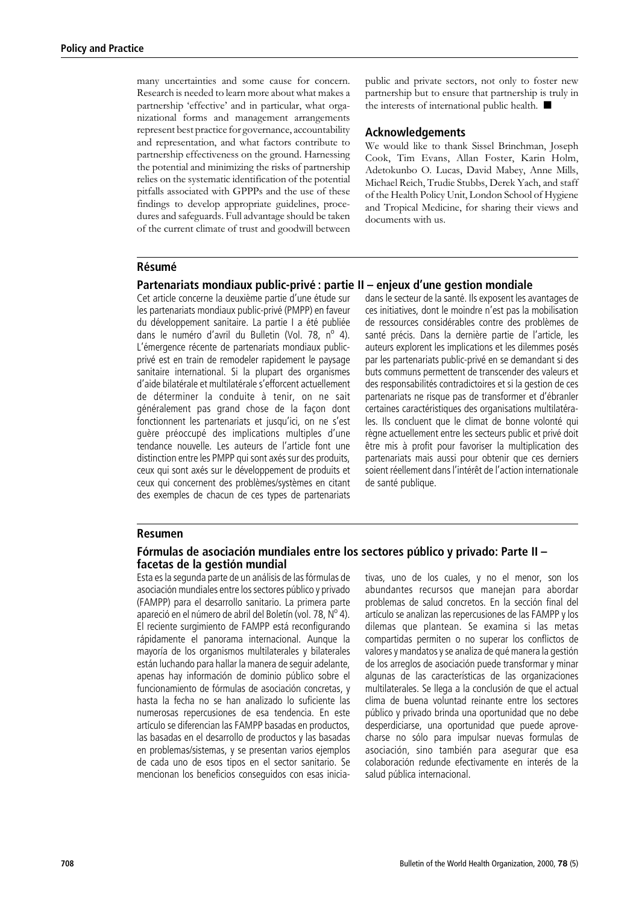many uncertainties and some cause for concern. Research is needed to learn more about what makes a partnership 'effective' and in particular, what organizational forms and management arrangements represent best practice for governance, accountability and representation, and what factors contribute to partnership effectiveness on the ground. Harnessing the potential and minimizing the risks of partnership relies on the systematic identification of the potential pitfalls associated with GPPPs and the use of these findings to develop appropriate guidelines, procedures and safeguards. Full advantage should be taken of the current climate of trust and goodwill between public and private sectors, not only to foster new partnership but to ensure that partnership is truly in the interests of international public health. ■

## Acknowledgements

We would like to thank Sissel Brinchman, Joseph Cook, Tim Evans, Allan Foster, Karin Holm, Adetokunbo O. Lucas, David Mabey, Anne Mills, Michael Reich, Trudie Stubbs, Derek Yach, and staff of the Health Policy Unit, London School of Hygiene and Tropical Medicine, for sharing their views and documents with us.

## Résumé

### Partenariats mondiaux public-privé : partie II – enjeux d'une gestion mondiale

Cet article concerne la deuxième partie d'une étude sur les partenariats mondiaux public-privé (PMPP) en faveur du développement sanitaire. La partie I a été publiée dans le numéro d'avril du Bulletin (Vol. 78, n° 4). L'émergence récente de partenariats mondiaux public-privé est en train de remodeler rapidement le paysage sanitaire international. Si la plupart des organismes d'aide bilatérale et multilatérale s'efforcent actuellement de déterminer la conduite à tenir, on ne sait généralement pas grand chose de la façon dont fonctionnent les partenariats et jusqu'ici, on ne s'est guère préoccupé des implications multiples d'une tendance nouvelle. Les auteurs de l'article font une distinction entre les PMPP qui sont axés sur des produits, ceux qui sont axés sur le développement de produits et ceux qui concernent des problèmes/systèmes en citant des exemples de chacun de ces types de partenariats dans le secteur de la santé. Ils exposent les avantages de ces initiatives, dont le moindre n'est pas la mobilisation de ressources considérables contre des problèmes de santé précis. Dans la dernière partie de l'article, les auteurs explorent les implications et les dilemmes posés par les partenariats public-privé en se demandant si des buts communs permettent de transcender des valeurs et des responsabilités contradictoires et si la gestion de ces partenariats ne risque pas de transformer et d'ébranler certaines caractéristiques des organisations multilatérales. Ils concluent que le climat de bonne volonté qui règne actuellement entre les secteurs public et privé doit être mis à profit pour favoriser la multiplication des partenariats mais aussi pour obtenir que ces derniers soient réellement dans l'intérêt de l'action internationale de santé publique.

## Resumen

### Fórmulas de asociación mundiales entre los sectores público y privado: Parte II – facetas de la gestión mundial

Esta es la segunda parte de un análisis de las fórmulas de asociación mundiales entre los sectores público y privado (FAMPP) para el desarrollo sanitario. La primera parte apareció en el número de abril del Boletín (vol. 78, N° 4). El reciente surgimiento de FAMPP está reconfigurando rápidamente el panorama internacional. Aunque la mayoría de los organismos multilaterales y bilaterales están luchando para hallar la manera de seguir adelante, apenas hay información de dominio público sobre el funcionamiento de fórmulas de asociación concretas, y hasta la fecha no se han analizado lo suficiente las numerosas repercusiones de esa tendencia. En este artículo se diferencian las FAMPP basadas en productos, las basadas en el desarrollo de productos y las basadas en problemas/sistemas, y se presentan varios ejemplos de cada uno de esos tipos en el sector sanitario. Se mencionan los beneficios conseguidos con esas iniciativas, uno de los cuales, y no el menor, son los abundantes recursos que manejan para abordar problemas de salud concretos. En la sección final del artículo se analizan las repercusiones de las FAMPP y los dilemas que plantean. Se examina si las metas compartidas permiten o no superar los conflictos de valores y mandatos y se analiza de qué manera la gestión de los arreglos de asociación puede transformar y minar algunas de las características de las organizaciones multilaterales. Se llega a la conclusión de que el actual clima de buena voluntad reinante entre los sectores público y privado brinda una oportunidad que no debe desperdiciarse, una oportunidad que puede aprovecharse no sólo para impulsar nuevas formulas de asociación, sino también para asegurar que esa colaboración redunde efectivamente en interés de la salud pública internacional.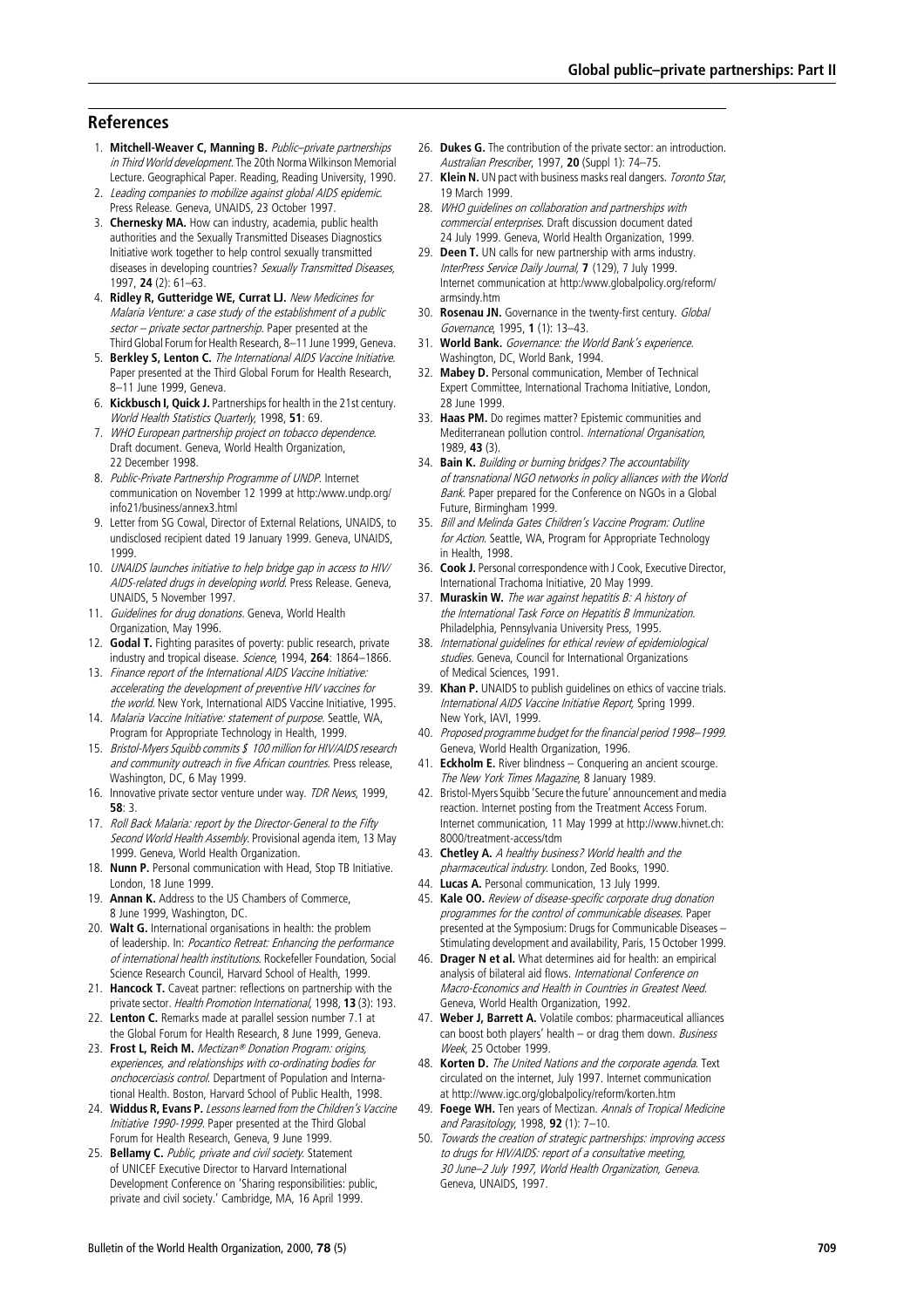## References

1. **Mitchell-Weaver C, Manning B.** *Public–private partnerships in Third World development*. The 20th Norma Wilkinson Memorial Lecture. Geographical Paper. Reading, Reading University, 1990.
2. *Leading companies to mobilize against global AIDS epidemic*. Press Release. Geneva, UNAIDS, 23 October 1997.
3. **Chernesky MA.** How can industry, academia, public health authorities and the Sexually Transmitted Diseases Diagnostics Initiative work together to help control sexually transmitted diseases in developing countries? *Sexually Transmitted Diseases*, 1997, **24** (2): 61–63.
4. **Ridley R, Gutteridge WE, Currat LJ.** *New Medicines for Malaria Venture: a case study of the establishment of a public sector – private sector partnership*. Paper presented at the Third Global Forum for Health Research, 8–11 June 1999, Geneva.
5. **Berkley S, Lenton C.** *The International AIDS Vaccine Initiative*. Paper presented at the Third Global Forum for Health Research, 8–11 June 1999, Geneva.
6. **Kickbusch I, Quick J.** Partnerships for health in the 21st century. *World Health Statistics Quarterly*, 1998, **51**: 69.
7. *WHO European partnership project on tobacco dependence*. Draft document. Geneva, World Health Organization, 22 December 1998.
8. *Public-Private Partnership Programme of UNDP*. Internet communication on November 12 1999 at http:/www.undp.org/info21/business/annex3.html
9. Letter from SG Cowal, Director of External Relations, UNAIDS, to undisclosed recipient dated 19 January 1999. Geneva, UNAIDS, 1999.
10. *UNAIDS launches initiative to help bridge gap in access to HIV/AIDS-related drugs in developing world*. Press Release. Geneva, UNAIDS, 5 November 1997.
11. *Guidelines for drug donations*. Geneva, World Health Organization, May 1996.
12. **Godal T.** Fighting parasites of poverty: public research, private industry and tropical disease. *Science*, 1994, **264**: 1864–1866.
13. *Finance report of the International AIDS Vaccine Initiative: accelerating the development of preventive HIV vaccines for the world*. New York, International AIDS Vaccine Initiative, 1995.
14. *Malaria Vaccine Initiative: statement of purpose*. Seattle, WA, Program for Appropriate Technology in Health, 1999.
15. *Bristol-Myers Squibb commits $ 100 million for HIV/AIDS research and community outreach in five African countries*. Press release, Washington, DC, 6 May 1999.
16. Innovative private sector venture under way. *TDR News*, 1999, **58**: 3.
17. *Roll Back Malaria: report by the Director-General to the Fifty Second World Health Assembly*. Provisional agenda item, 13 May 1999. Geneva, World Health Organization.
18. **Nunn P.** Personal communication with Head, Stop TB Initiative. London, 18 June 1999.
19. **Annan K.** Address to the US Chambers of Commerce, 8 June 1999, Washington, DC.
20. **Walt G.** International organisations in health: the problem of leadership. In: *Pocantico Retreat: Enhancing the performance of international health institutions*. Rockefeller Foundation, Social Science Research Council, Harvard School of Health, 1999.
21. **Hancock T.** Caveat partner: reflections on partnership with the private sector. *Health Promotion International*, 1998, **13** (3): 193.
22. **Lenton C.** Remarks made at parallel session number 7.1 at the Global Forum for Health Research, 8 June 1999, Geneva.
23. **Frost L, Reich M.** *Mectizan® Donation Program: origins, experiences, and relationships with co-ordinating bodies for onchocerciasis control*. Department of Population and International Health. Boston, Harvard School of Public Health, 1998.
24. **Widdus R, Evans P.** *Lessons learned from the Children's Vaccine Initiative 1990-1999*. Paper presented at the Third Global Forum for Health Research, Geneva, 9 June 1999.
25. **Bellamy C.** *Public, private and civil society*. Statement of UNICEF Executive Director to Harvard International Development Conference on 'Sharing responsibilities: public, private and civil society.' Cambridge, MA, 16 April 1999.
26. **Dukes G.** The contribution of the private sector: an introduction. *Australian Prescriber*, 1997, **20** (Suppl 1): 74–75.
27. **Klein N.** UN pact with business masks real dangers. *Toronto Star*, 19 March 1999.
28. *WHO guidelines on collaboration and partnerships with commercial enterprises*. Draft discussion document dated 24 July 1999. Geneva, World Health Organization, 1999.
29. **Deen T.** UN calls for new partnership with arms industry. *InterPress Service Daily Journal*, **7** (129), 7 July 1999. Internet communication at http:/www.globalpolicy.org/reform/armsindy.htm
30. **Rosenau JN.** Governance in the twenty-first century. *Global Governance*, 1995, **1** (1): 13–43.
31. **World Bank.** *Governance: the World Bank's experience*. Washington, DC, World Bank, 1994.
32. **Mabey D.** Personal communication, Member of Technical Expert Committee, International Trachoma Initiative, London, 28 June 1999.
33. **Haas PM.** Do regimes matter? Epistemic communities and Mediterranean pollution control. *International Organisation*, 1989, **43** (3).
34. **Bain K.** *Building or burning bridges? The accountability of transnational NGO networks in policy alliances with the World Bank*. Paper prepared for the Conference on NGOs in a Global Future, Birmingham 1999.
35. *Bill and Melinda Gates Children's Vaccine Program: Outline for Action*. Seattle, WA, Program for Appropriate Technology in Health, 1998.
36. **Cook J.** Personal correspondence with J Cook, Executive Director, International Trachoma Initiative, 20 May 1999.
37. **Muraskin W.** *The war against hepatitis B: A history of the International Task Force on Hepatitis B Immunization*. Philadelphia, Pennsylvania University Press, 1995.
38. *International guidelines for ethical review of epidemiological studies*. Geneva, Council for International Organizations of Medical Sciences, 1991.
39. **Khan P.** UNAIDS to publish guidelines on ethics of vaccine trials. *International AIDS Vaccine Initiative Report*, Spring 1999. New York, IAVI, 1999.
40. *Proposed programme budget for the financial period 1998–1999*. Geneva, World Health Organization, 1996.
41. **Eckholm E.** River blindness – Conquering an ancient scourge. *The New York Times Magazine*, 8 January 1989.
42. Bristol-Myers Squibb 'Secure the future' announcement and media reaction. Internet posting from the Treatment Access Forum. Internet communication, 11 May 1999 at http://www.hivnet.ch:8000/treatment-access/tdm
43. **Chetley A.** *A healthy business? World health and the pharmaceutical industry*. London, Zed Books, 1990.
44. **Lucas A.** Personal communication, 13 July 1999.
45. **Kale OO.** *Review of disease-specific corporate drug donation programmes for the control of communicable diseases*. Paper presented at the Symposium: Drugs for Communicable Diseases – Stimulating development and availability, Paris, 15 October 1999.
46. **Drager N et al.** What determines aid for health: an empirical analysis of bilateral aid flows. *International Conference on Macro-Economics and Health in Countries in Greatest Need*. Geneva, World Health Organization, 1992.
47. **Weber J, Barrett A.** Volatile combos: pharmaceutical alliances can boost both players' health – or drag them down. *Business Week*, 25 October 1999.
48. **Korten D.** *The United Nations and the corporate agenda*. Text circulated on the internet, July 1997. Internet communication at http://www.igc.org/globalpolicy/reform/korten.htm
49. **Foege WH.** Ten years of Mectizan. *Annals of Tropical Medicine and Parasitology*, 1998, **92** (1): 7–10.
50. *Towards the creation of strategic partnerships: improving access to drugs for HIV/AIDS: report of a consultative meeting, 30 June–2 July 1997, World Health Organization, Geneva*. Geneva, UNAIDS, 1997.